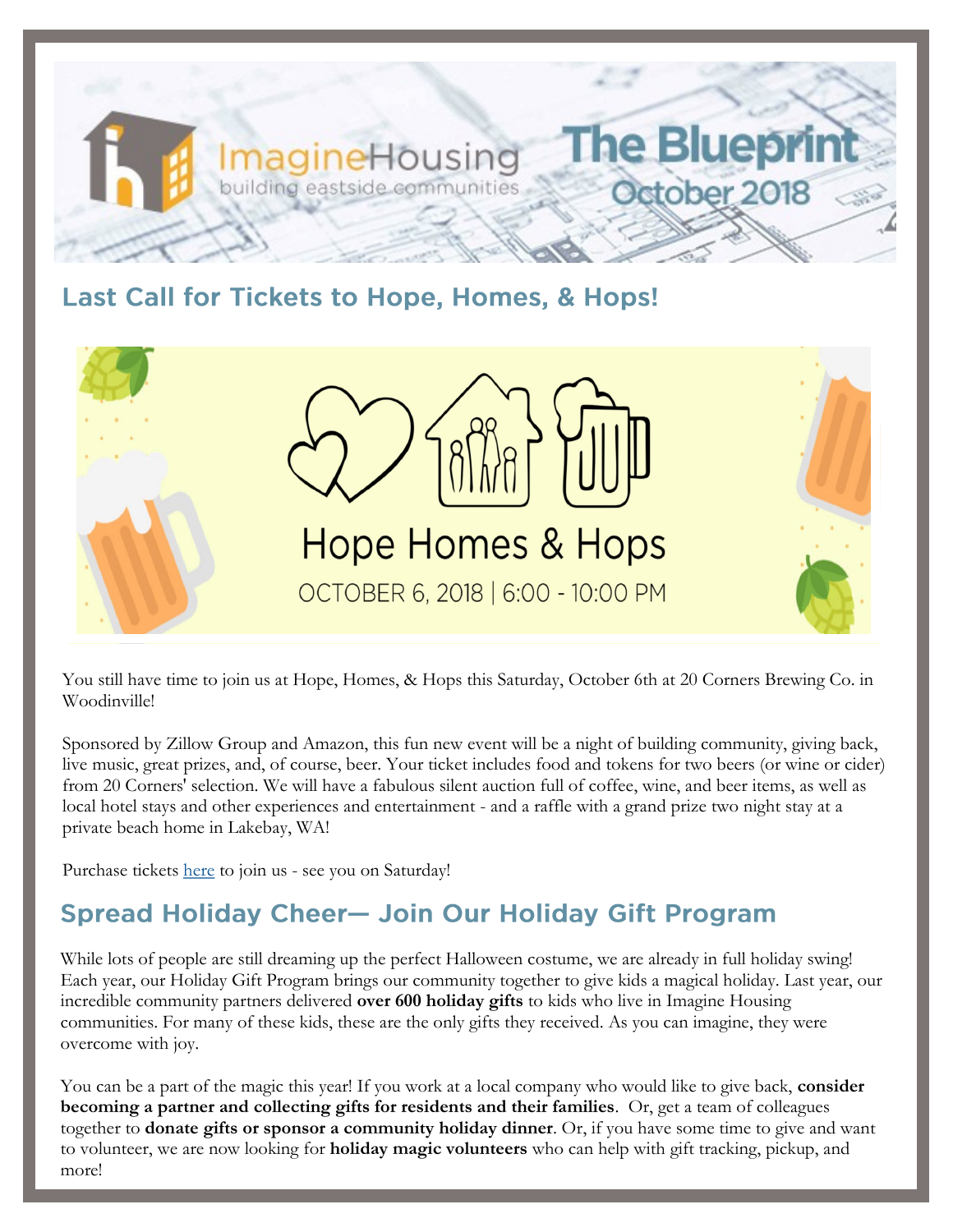ImagineHousing
building eastside communities

# The Blueprint
October 2018

## Last Call for Tickets to Hope, Homes, & Hops!

Hope Homes & Hops
OCTOBER 6, 2018 | 6:00 - 10:00 PM

You still have time to join us at Hope, Homes, & Hops this Saturday, October 6th at 20 Corners Brewing Co. in Woodinville!

Sponsored by Zillow Group and Amazon, this fun new event will be a night of building community, giving back, live music, great prizes, and, of course, beer. Your ticket includes food and tokens for two beers (or wine or cider) from 20 Corners' selection. We will have a fabulous silent auction full of coffee, wine, and beer items, as well as local hotel stays and other experiences and entertainment - and a raffle with a grand prize two night stay at a private beach home in Lakebay, WA!

Purchase tickets here to join us - see you on Saturday!

## Spread Holiday Cheer— Join Our Holiday Gift Program

While lots of people are still dreaming up the perfect Halloween costume, we are already in full holiday swing! Each year, our Holiday Gift Program brings our community together to give kids a magical holiday. Last year, our incredible community partners delivered **over 600 holiday gifts** to kids who live in Imagine Housing communities. For many of these kids, these are the only gifts they received. As you can imagine, they were overcome with joy.

You can be a part of the magic this year! If you work at a local company who would like to give back, **consider becoming a partner and collecting gifts for residents and their families**. Or, get a team of colleagues together to **donate gifts or sponsor a community holiday dinner**. Or, if you have some time to give and want to volunteer, we are now looking for **holiday magic volunteers** who can help with gift tracking, pickup, and more!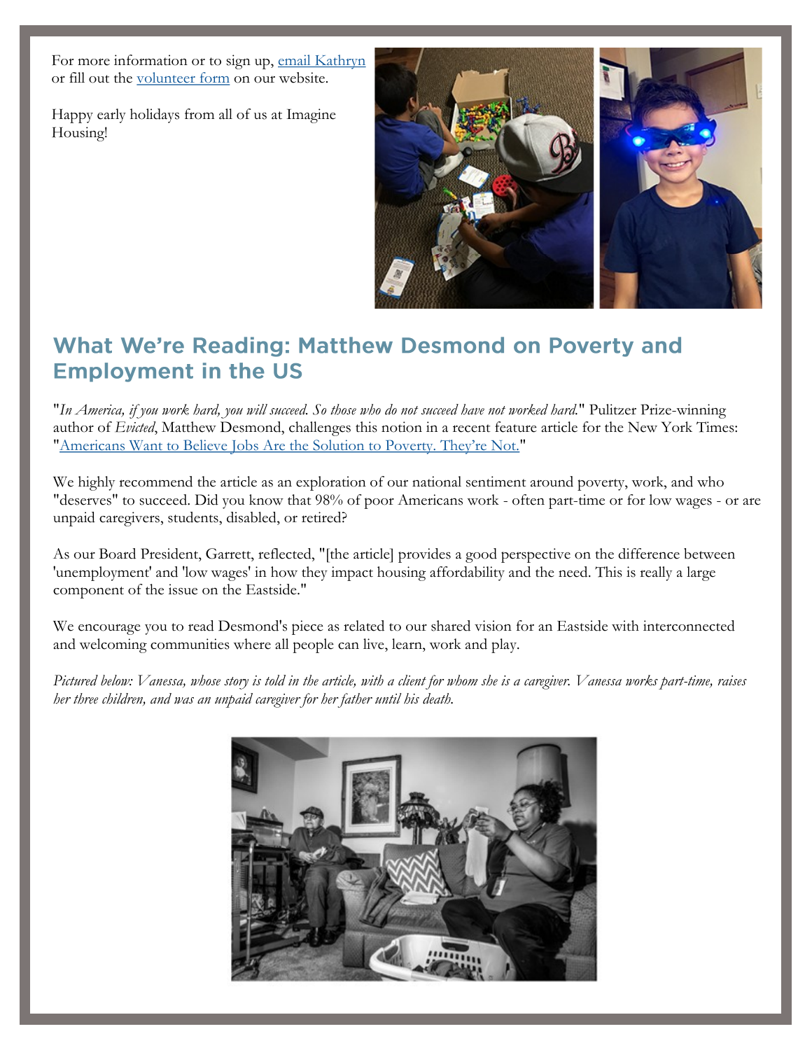For more information or to sign up, [email Kathryn](#) or fill out the [volunteer form](#) on our website.

Happy early holidays from all of us at Imagine Housing!

## What We're Reading: Matthew Desmond on Poverty and Employment in the US

"*In America, if you work hard, you will succeed. So those who do not succeed have not worked hard.*" Pulitzer Prize-winning author of *Evicted*, Matthew Desmond, challenges this notion in a recent feature article for the New York Times: "[Americans Want to Believe Jobs Are the Solution to Poverty. They're Not.](#)"

We highly recommend the article as an exploration of our national sentiment around poverty, work, and who "deserves" to succeed. Did you know that 98% of poor Americans work - often part-time or for low wages - or are unpaid caregivers, students, disabled, or retired?

As our Board President, Garrett, reflected, "[the article] provides a good perspective on the difference between 'unemployment' and 'low wages' in how they impact housing affordability and the need. This is really a large component of the issue on the Eastside."

We encourage you to read Desmond's piece as related to our shared vision for an Eastside with interconnected and welcoming communities where all people can live, learn, work and play.

*Pictured below: Vanessa, whose story is told in the article, with a client for whom she is a caregiver. Vanessa works part-time, raises her three children, and was an unpaid caregiver for her father until his death.*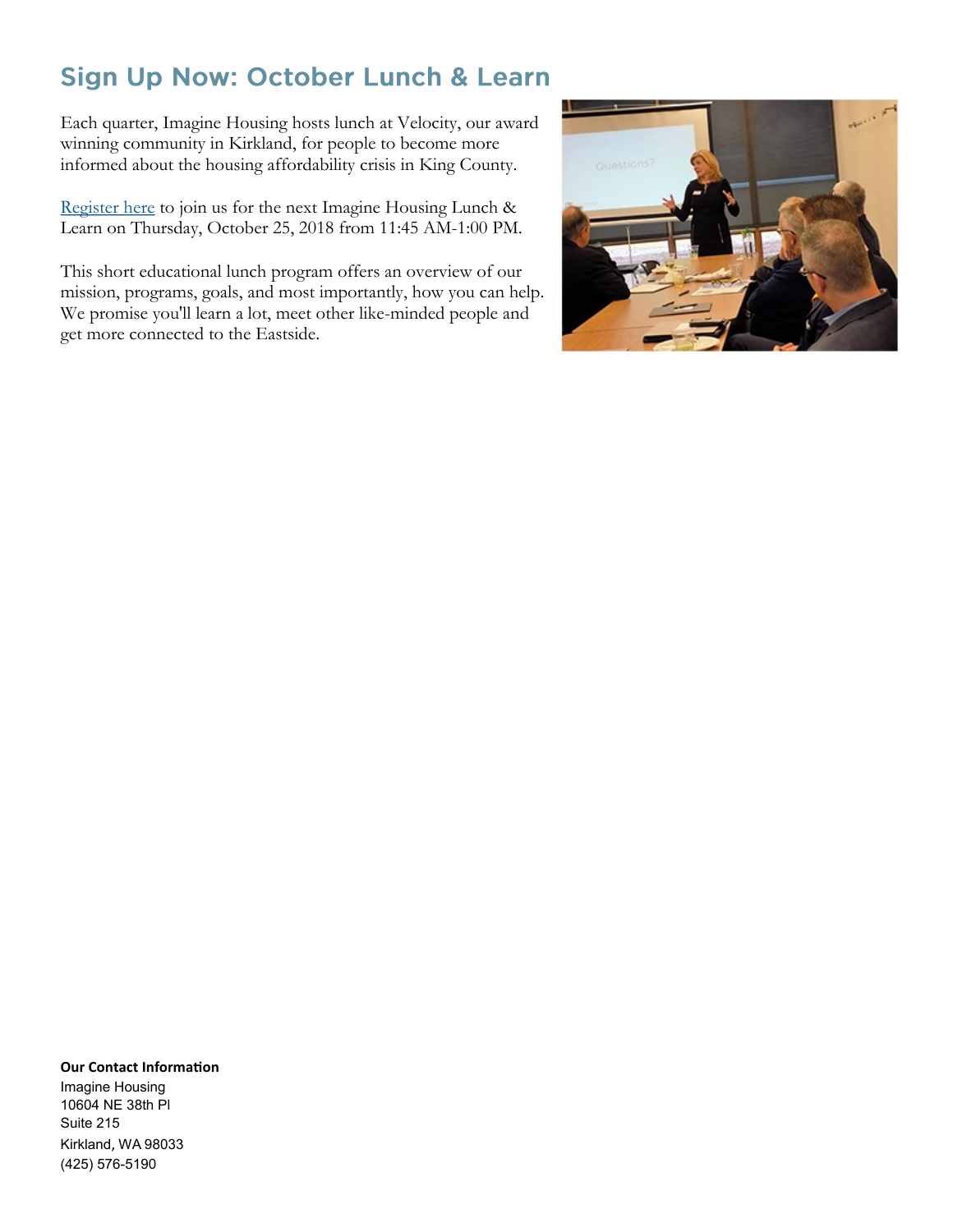## Sign Up Now: October Lunch & Learn

Each quarter, Imagine Housing hosts lunch at Velocity, our award winning community in Kirkland, for people to become more informed about the housing affordability crisis in King County.

Register here to join us for the next Imagine Housing Lunch & Learn on Thursday, October 25, 2018 from 11:45 AM-1:00 PM.

This short educational lunch program offers an overview of our mission, programs, goals, and most importantly, how you can help. We promise you'll learn a lot, meet other like-minded people and get more connected to the Eastside.

**Our Contact Information**

Imagine Housing
10604 NE 38th Pl
Suite 215
Kirkland, WA 98033
(425) 576-5190